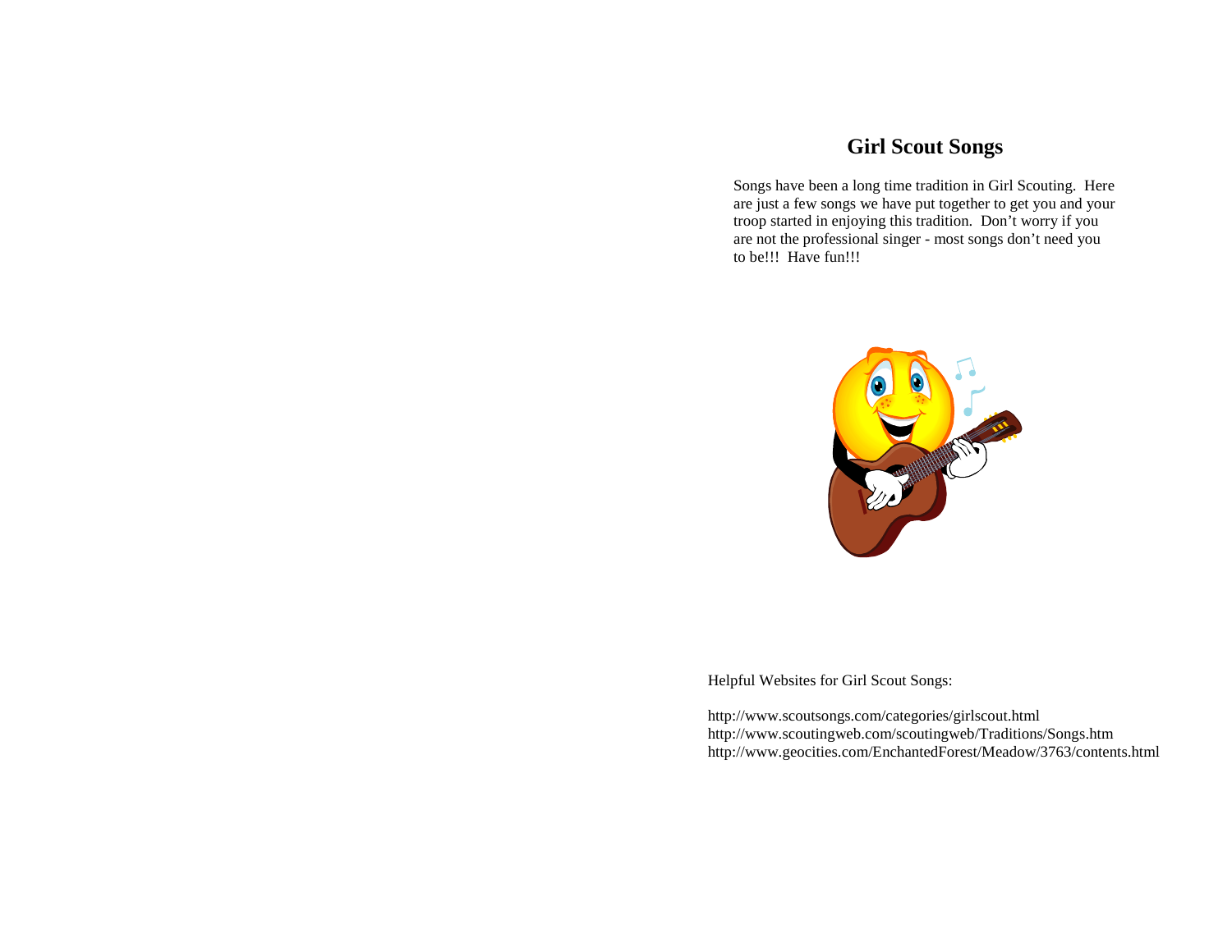# Girl Scout Songs

Songs have been a long time tradition in Girl Scouting. Here are just a few songs we have put together to get you and your troop started in enjoying this tradition. Don't worry if you are not the professional singer - most songs don't need you to be!!! Have fun!!!

Helpful Websites for Girl Scout Songs:

http://www.scoutsongs.com/categories/girlscout.html
http://www.scoutingweb.com/scoutingweb/Traditions/Songs.htm
http://www.geocities.com/EnchantedForest/Meadow/3763/contents.html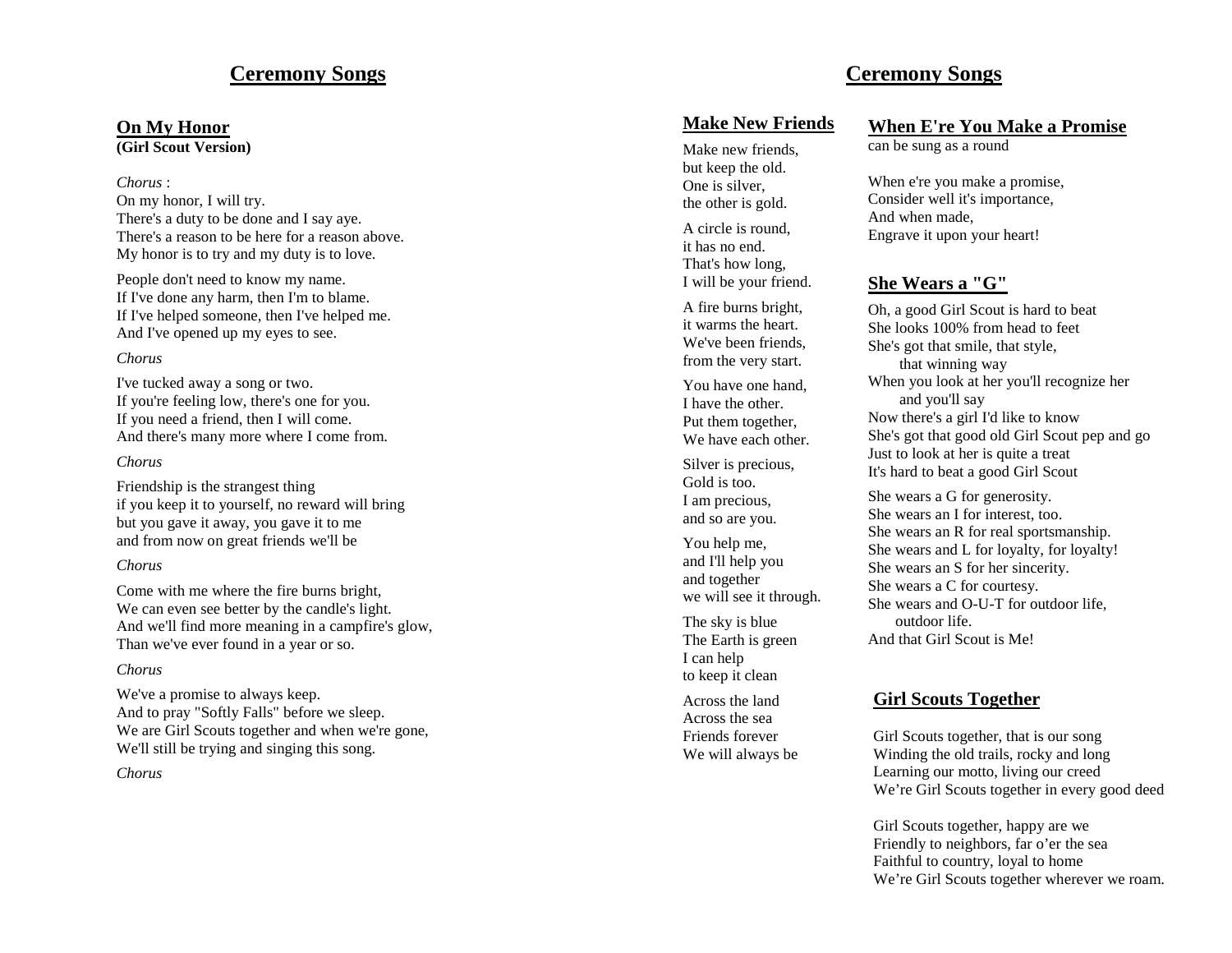# Ceremony Songs

## On My Honor

**(Girl Scout Version)**

*Chorus* :
On my honor, I will try.
There's a duty to be done and I say aye.
There's a reason to be here for a reason above.
My honor is to try and my duty is to love.

People don't need to know my name.
If I've done any harm, then I'm to blame.
If I've helped someone, then I've helped me.
And I've opened up my eyes to see.

*Chorus*

I've tucked away a song or two.
If you're feeling low, there's one for you.
If you need a friend, then I will come.
And there's many more where I come from.

*Chorus*

Friendship is the strangest thing
if you keep it to yourself, no reward will bring
but you gave it away, you gave it to me
and from now on great friends we'll be

*Chorus*

Come with me where the fire burns bright,
We can even see better by the candle's light.
And we'll find more meaning in a campfire's glow,
Than we've ever found in a year or so.

*Chorus*

We've a promise to always keep.
And to pray "Softly Falls" before we sleep.
We are Girl Scouts together and when we're gone,
We'll still be trying and singing this song.

*Chorus*

# Ceremony Songs

## Make New Friends

Make new friends,
but keep the old.
One is silver,
the other is gold.

A circle is round,
it has no end.
That's how long,
I will be your friend.

A fire burns bright,
it warms the heart.
We've been friends,
from the very start.

You have one hand,
I have the other.
Put them together,
We have each other.

Silver is precious,
Gold is too.
I am precious,
and so are you.

You help me,
and I'll help you
and together
we will see it through.

The sky is blue
The Earth is green
I can help
to keep it clean

Across the land
Across the sea
Friends forever
We will always be

## When E're You Make a Promise

can be sung as a round

When e're you make a promise,
Consider well it's importance,
And when made,
Engrave it upon your heart!

## She Wears a "G"

Oh, a good Girl Scout is hard to beat
She looks 100% from head to feet
She's got that smile, that style,
that winning way
When you look at her you'll recognize her
and you'll say
Now there's a girl I'd like to know
She's got that good old Girl Scout pep and go
Just to look at her is quite a treat
It's hard to beat a good Girl Scout

She wears a G for generosity.
She wears an I for interest, too.
She wears an R for real sportsmanship.
She wears and L for loyalty, for loyalty!
She wears an S for her sincerity.
She wears a C for courtesy.
She wears and O-U-T for outdoor life,
outdoor life.
And that Girl Scout is Me!

## Girl Scouts Together

Girl Scouts together, that is our song
Winding the old trails, rocky and long
Learning our motto, living our creed
We're Girl Scouts together in every good deed

Girl Scouts together, happy are we
Friendly to neighbors, far o'er the sea
Faithful to country, loyal to home
We're Girl Scouts together wherever we roam.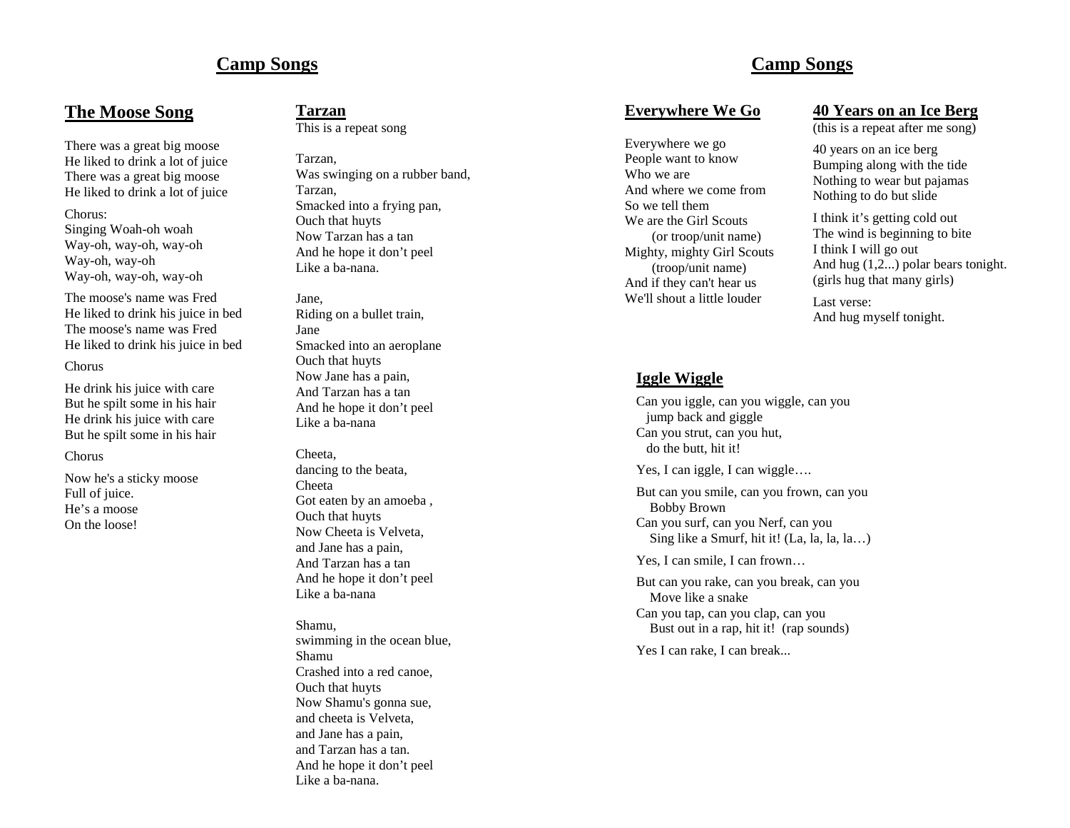# Camp Songs

## The Moose Song

There was a great big moose
He liked to drink a lot of juice
There was a great big moose
He liked to drink a lot of juice

Chorus:
Singing Woah-oh woah
Way-oh, way-oh, way-oh
Way-oh, way-oh
Way-oh, way-oh, way-oh

The moose's name was Fred
He liked to drink his juice in bed
The moose's name was Fred
He liked to drink his juice in bed

Chorus

He drink his juice with care
But he spilt some in his hair
He drink his juice with care
But he spilt some in his hair

Chorus

Now he's a sticky moose
Full of juice.
He's a moose
On the loose!

## Tarzan

This is a repeat song

Tarzan,
Was swinging on a rubber band,
Tarzan,
Smacked into a frying pan,
Ouch that huyts
Now Tarzan has a tan
And he hope it don't peel
Like a ba-nana.

Jane,
Riding on a bullet train,
Jane
Smacked into an aeroplane
Ouch that huyts
Now Jane has a pain,
And Tarzan has a tan
And he hope it don't peel
Like a ba-nana

Cheeta,
dancing to the beata,
Cheeta
Got eaten by an amoeba ,
Ouch that huyts
Now Cheeta is Velveta,
and Jane has a pain,
And Tarzan has a tan
And he hope it don't peel
Like a ba-nana

Shamu,
swimming in the ocean blue,
Shamu
Crashed into a red canoe,
Ouch that huyts
Now Shamu's gonna sue,
and cheeta is Velveta,
and Jane has a pain,
and Tarzan has a tan.
And he hope it don't peel
Like a ba-nana.

# Camp Songs

## Everywhere We Go

Everywhere we go
People want to know
Who we are
And where we come from
So we tell them
We are the Girl Scouts
(or troop/unit name)
Mighty, mighty Girl Scouts
(troop/unit name)
And if they can't hear us
We'll shout a little louder

## 40 Years on an Ice Berg

(this is a repeat after me song)

40 years on an ice berg
Bumping along with the tide
Nothing to wear but pajamas
Nothing to do but slide

I think it's getting cold out
The wind is beginning to bite
I think I will go out
And hug (1,2...) polar bears tonight.
(girls hug that many girls)

Last verse:
And hug myself tonight.

## Iggle Wiggle

Can you iggle, can you wiggle, can you
jump back and giggle
Can you strut, can you hut,
do the butt, hit it!

Yes, I can iggle, I can wiggle….

But can you smile, can you frown, can you
Bobby Brown
Can you surf, can you Nerf, can you
Sing like a Smurf, hit it! (La, la, la, la…)

Yes, I can smile, I can frown…

But can you rake, can you break, can you
Move like a snake
Can you tap, can you clap, can you
Bust out in a rap, hit it! (rap sounds)

Yes I can rake, I can break...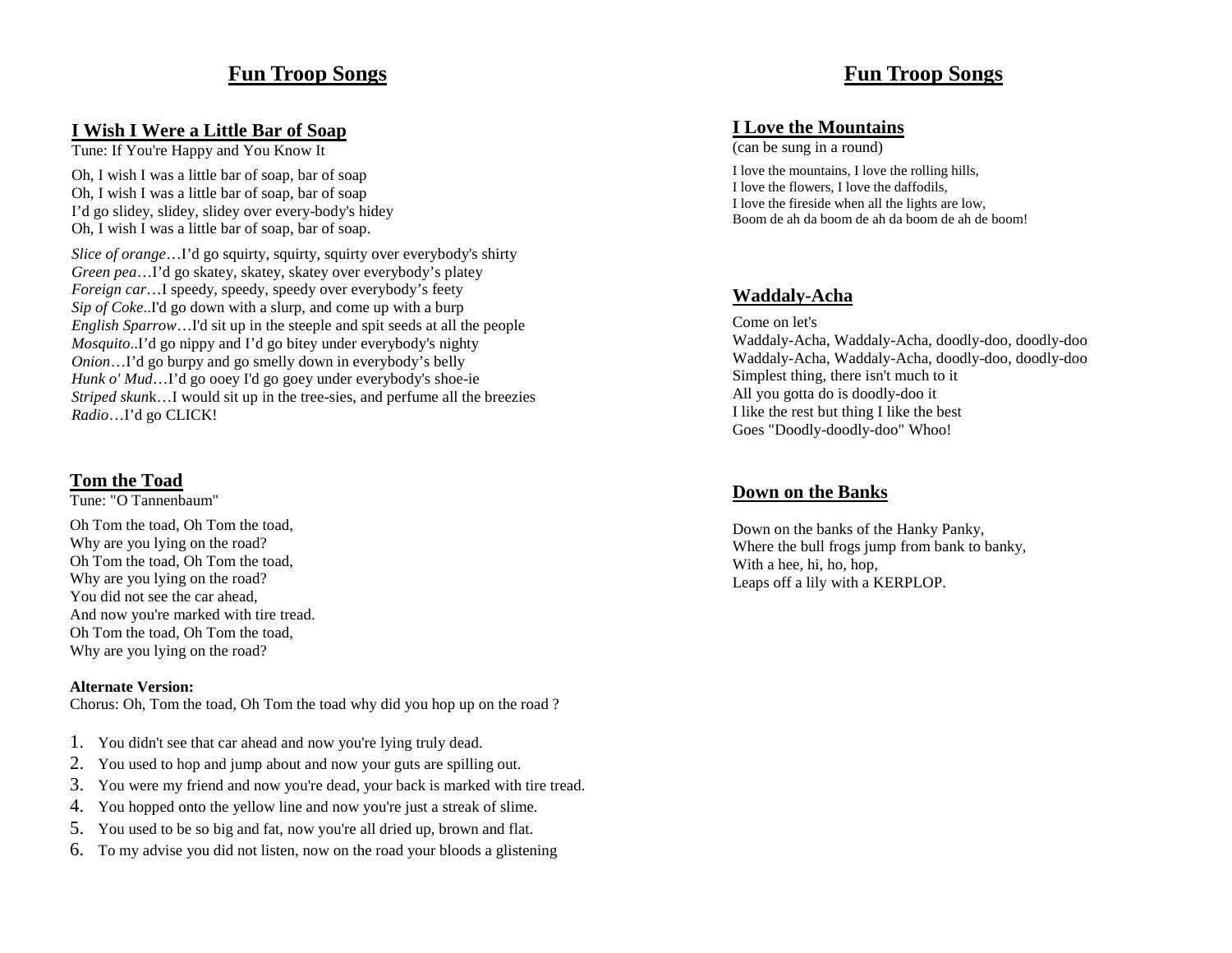# Fun Troop Songs

## I Wish I Were a Little Bar of Soap

Tune: If You're Happy and You Know It

Oh, I wish I was a little bar of soap, bar of soap
Oh, I wish I was a little bar of soap, bar of soap
I'd go slidey, slidey, slidey over every-body's hidey
Oh, I wish I was a little bar of soap, bar of soap.

*Slice of orange*…I'd go squirty, squirty, squirty over everybody's shirty
*Green pea*…I'd go skatey, skatey, skatey over everybody's platey
*Foreign car*…I speedy, speedy, speedy over everybody's feety
*Sip of Coke*..I'd go down with a slurp, and come up with a burp
*English Sparrow*…I'd sit up in the steeple and spit seeds at all the people
*Mosquito*..I'd go nippy and I'd go bitey under everybody's nighty
*Onion*…I'd go burpy and go smelly down in everybody's belly
*Hunk o' Mud*…I'd go ooey I'd go goey under everybody's shoe-ie
*Striped skunk*…I would sit up in the tree-sies, and perfume all the breezies
*Radio*…I'd go CLICK!

## Tom the Toad

Tune: "O Tannenbaum"

Oh Tom the toad, Oh Tom the toad,
Why are you lying on the road?
Oh Tom the toad, Oh Tom the toad,
Why are you lying on the road?
You did not see the car ahead,
And now you're marked with tire tread.
Oh Tom the toad, Oh Tom the toad,
Why are you lying on the road?

**Alternate Version:**

Chorus: Oh, Tom the toad, Oh Tom the toad why did you hop up on the road ?

1. You didn't see that car ahead and now you're lying truly dead.
2. You used to hop and jump about and now your guts are spilling out.
3. You were my friend and now you're dead, your back is marked with tire tread.
4. You hopped onto the yellow line and now you're just a streak of slime.
5. You used to be so big and fat, now you're all dried up, brown and flat.
6. To my advise you did not listen, now on the road your bloods a glistening

# Fun Troop Songs

## I Love the Mountains

(can be sung in a round)

I love the mountains, I love the rolling hills,
I love the flowers, I love the daffodils,
I love the fireside when all the lights are low,
Boom de ah da boom de ah da boom de ah de boom!

## Waddaly-Acha

Come on let's
Waddaly-Acha, Waddaly-Acha, doodly-doo, doodly-doo
Waddaly-Acha, Waddaly-Acha, doodly-doo, doodly-doo
Simplest thing, there isn't much to it
All you gotta do is doodly-doo it
I like the rest but thing I like the best
Goes "Doodly-doodly-doo" Whoo!

## Down on the Banks

Down on the banks of the Hanky Panky,
Where the bull frogs jump from bank to banky,
With a hee, hi, ho, hop,
Leaps off a lily with a KERPLOP.